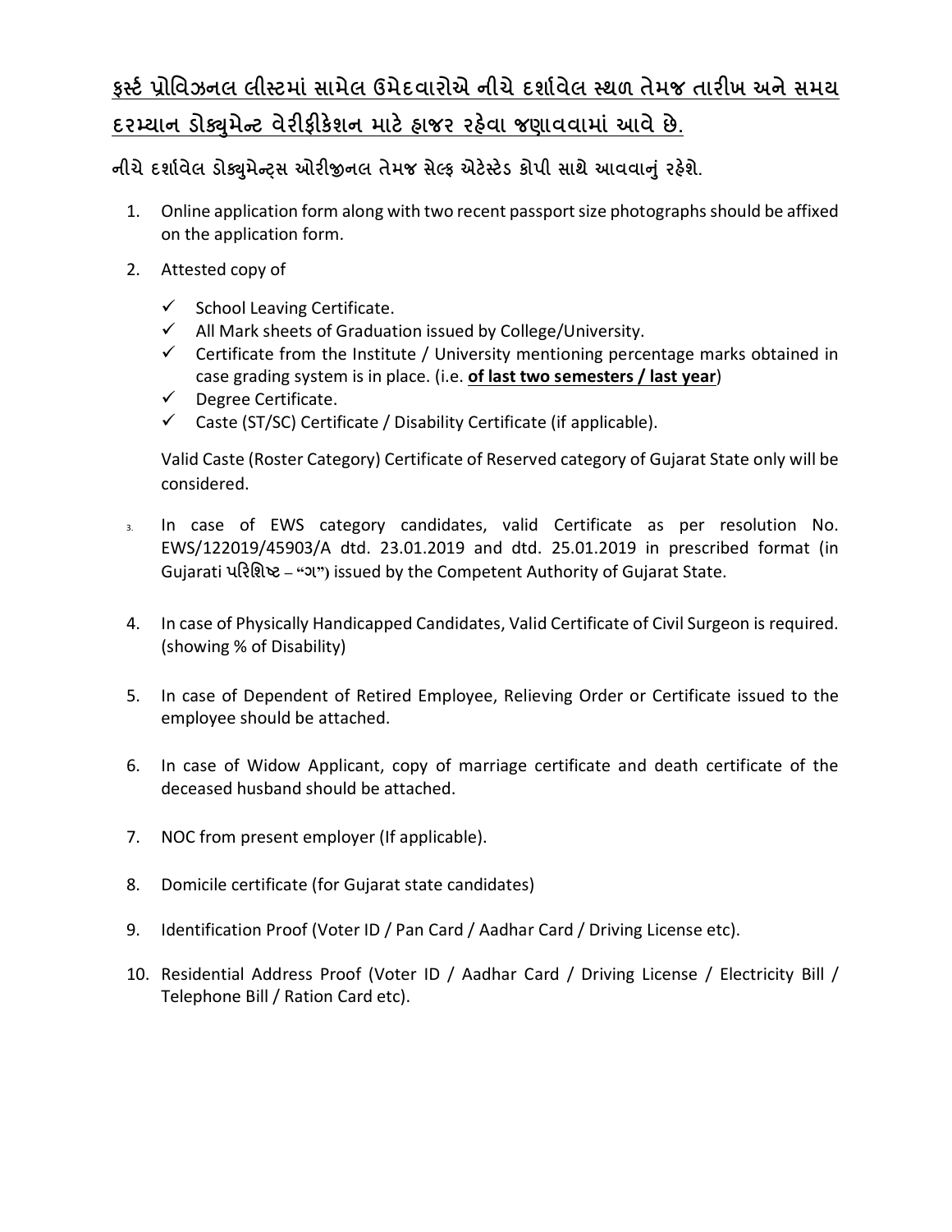## <u>ફર્સ્ટ પ્રોવિઝનલ લીસ્ટમાં સામેલ ઉમેદવારોએ નીચે દર્શાવેલ સ્થળ તેમજ તારીખ અને સમય દરમ્યાન ડોક્યુમેન્ટ વેરીફીકેશન માટે હાજર રહેવા જણાવવામાં આવે છે.</u>

**નીચે દર્શાવેલ ડોક્યુમેન્ટ્સ ઓરીજીનલ તેમજ સેલ્ફ એટેસ્ટેડ કોપી સાથે આવવાનું રહેશે.**

1. Online application form along with two recent passport size photographs should be affixed on the application form.
2. Attested copy of
   - ✓ School Leaving Certificate.
   - ✓ All Mark sheets of Graduation issued by College/University.
   - ✓ Certificate from the Institute / University mentioning percentage marks obtained in case grading system is in place. (i.e. **<u>of last two semesters / last year</u>**)
   - ✓ Degree Certificate.
   - ✓ Caste (ST/SC) Certificate / Disability Certificate (if applicable).

   Valid Caste (Roster Category) Certificate of Reserved category of Gujarat State only will be considered.
3. In case of EWS category candidates, valid Certificate as per resolution No. EWS/122019/45903/A dtd. 23.01.2019 and dtd. 25.01.2019 in prescribed format (in Gujarati પરિશિષ્ટ – "ગ") issued by the Competent Authority of Gujarat State.
4. In case of Physically Handicapped Candidates, Valid Certificate of Civil Surgeon is required. (showing % of Disability)
5. In case of Dependent of Retired Employee, Relieving Order or Certificate issued to the employee should be attached.
6. In case of Widow Applicant, copy of marriage certificate and death certificate of the deceased husband should be attached.
7. NOC from present employer (If applicable).
8. Domicile certificate (for Gujarat state candidates)
9. Identification Proof (Voter ID / Pan Card / Aadhar Card / Driving License etc).
10. Residential Address Proof (Voter ID / Aadhar Card / Driving License / Electricity Bill / Telephone Bill / Ration Card etc).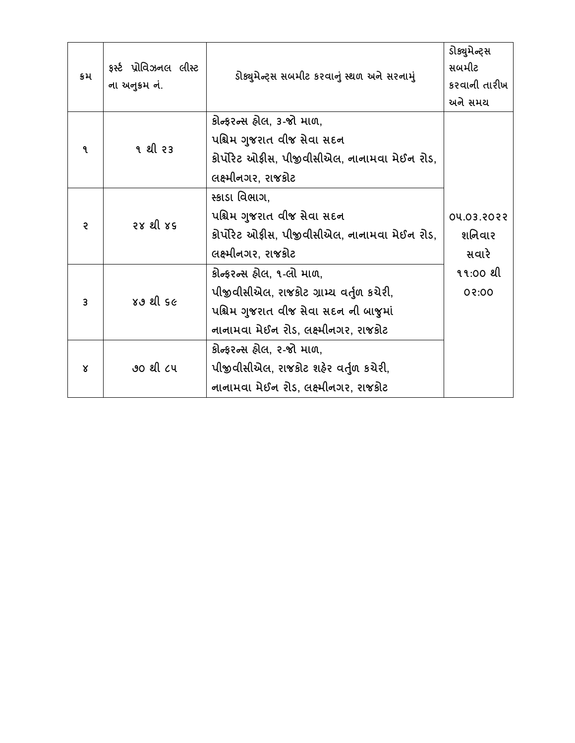| ક્રમ | ફર્સ્ટ પ્રોવિઝનલ લીસ્ટ ના અનુક્રમ નં. | ડોક્યુમેન્ટ્સ સબમીટ કરવાનું સ્થળ અને સરનામું | ડોક્યુમેન્ટ્સ સબમીટ કરવાની તારીખ અને સમય |
|---|---|---|---|
| ૧ | ૧ થી ૨૩ | કોન્ફરન્સ હોલ, ૩-જો માળ, પશ્ચિમ ગુજરાત વીજ સેવા સદન કોર્પોરેટ ઓફીસ, પીજીવીસીએલ, નાનામવા મેઈન રોડ, લક્ષ્મીનગર, રાજકોટ | ૦૫.૦૩.૨૦૨૨ શનિવાર સવારે ૧૧:૦૦ થી ૦૨:૦૦ |
| ૨ | ૨૪ થી ૪૬ | સ્કાડા વિભાગ, પશ્ચિમ ગુજરાત વીજ સેવા સદન કોર્પોરેટ ઓફીસ, પીજીવીસીએલ, નાનામવા મેઈન રોડ, લક્ષ્મીનગર, રાજકોટ | |
| ૩ | ૪૭ થી ૬૯ | કોન્ફરન્સ હોલ, ૧-લો માળ, પીજીવીસીએલ, રાજકોટ ગ્રામ્ય વર્તુળ કચેરી, પશ્ચિમ ગુજરાત વીજ સેવા સદન ની બાજુમાં નાનામવા મેઈન રોડ, લક્ષ્મીનગર, રાજકોટ | |
| ૪ | ૭૦ થી ૮૫ | કોન્ફરન્સ હોલ, ૨-જો માળ, પીજીવીસીએલ, રાજકોટ શહેર વર્તુળ કચેરી, નાનામવા મેઈન રોડ, લક્ષ્મીનગર, રાજકોટ | |